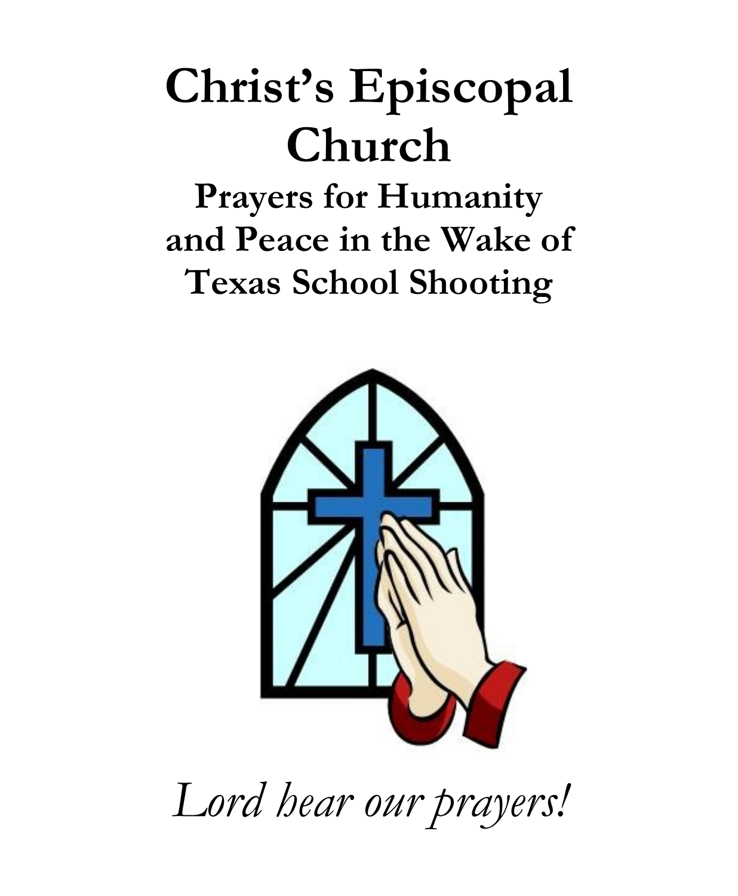# Christ's Episcopal Church

## Prayers for Humanity and Peace in the Wake of Texas School Shooting

*Lord hear our prayers!*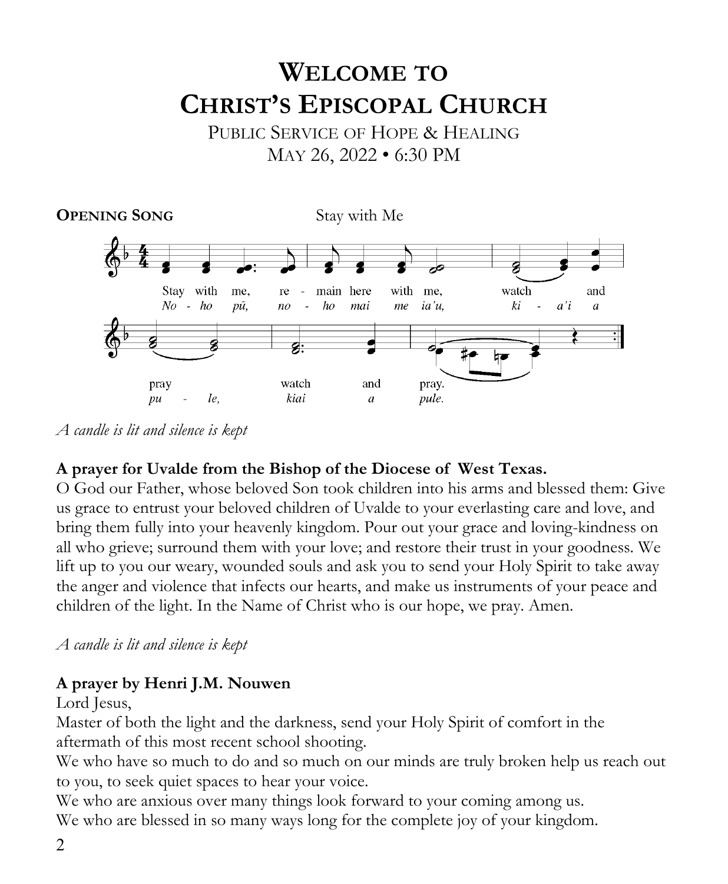# Welcome to Christ's Episcopal Church

Public Service of Hope & Healing
May 26, 2022 • 6:30 PM

**Opening Song** Stay with Me

Stay with me, remain here with me, watch and pray watch and pray.
*No - ho pū, no - ho mai me ia'u, ki - a'i a pu - le, kiai a pule.*

*A candle is lit and silence is kept*

**A prayer for Uvalde from the Bishop of the Diocese of West Texas.**

O God our Father, whose beloved Son took children into his arms and blessed them: Give us grace to entrust your beloved children of Uvalde to your everlasting care and love, and bring them fully into your heavenly kingdom. Pour out your grace and loving-kindness on all who grieve; surround them with your love; and restore their trust in your goodness. We lift up to you our weary, wounded souls and ask you to send your Holy Spirit to take away the anger and violence that infects our hearts, and make us instruments of your peace and children of the light. In the Name of Christ who is our hope, we pray. Amen.

*A candle is lit and silence is kept*

**A prayer by Henri J.M. Nouwen**

Lord Jesus,

Master of both the light and the darkness, send your Holy Spirit of comfort in the aftermath of this most recent school shooting.

We who have so much to do and so much on our minds are truly broken help us reach out to you, to seek quiet spaces to hear your voice.

We who are anxious over many things look forward to your coming among us.

We who are blessed in so many ways long for the complete joy of your kingdom.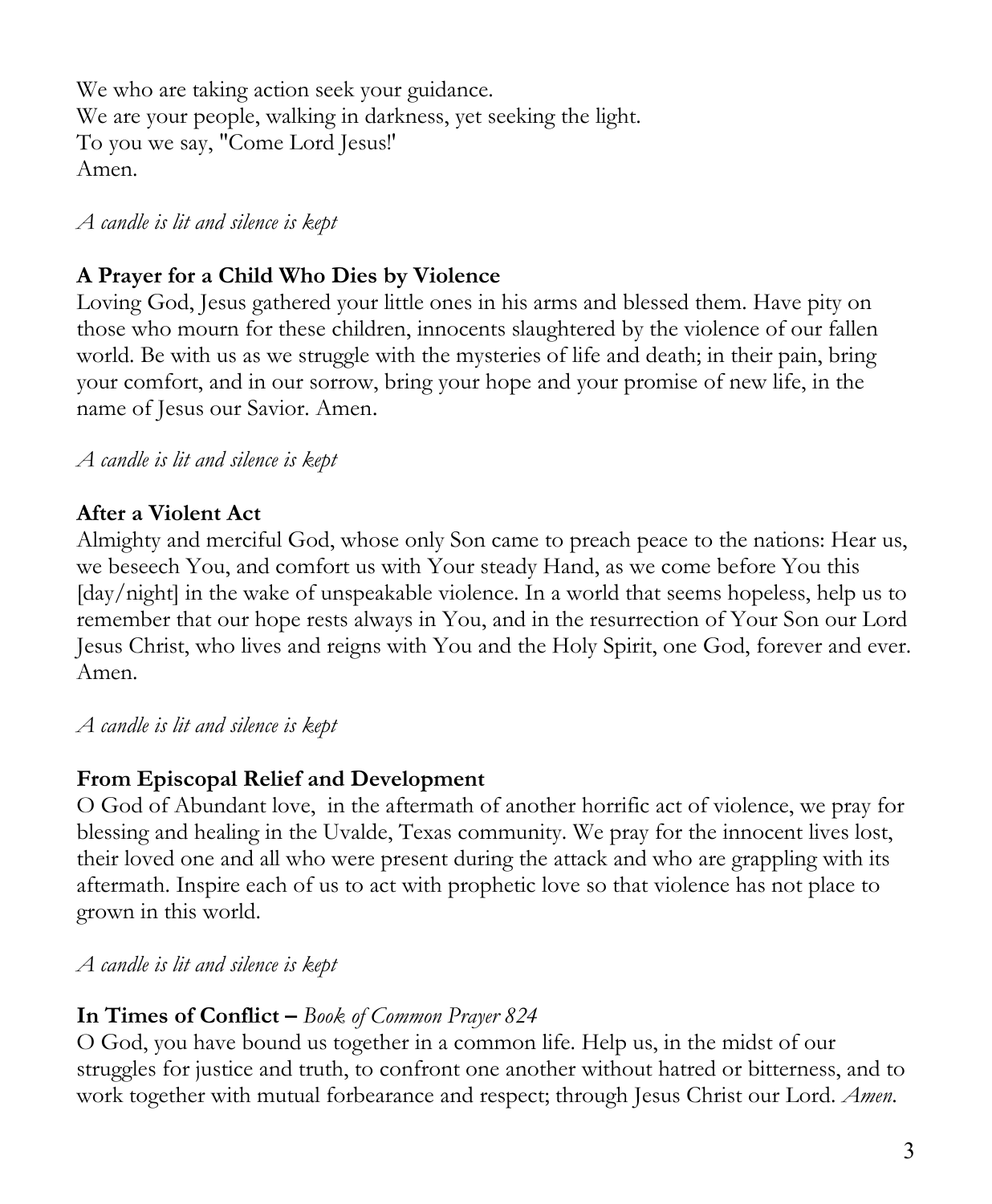We who are taking action seek your guidance.
We are your people, walking in darkness, yet seeking the light.
To you we say, "Come Lord Jesus!'
Amen.

*A candle is lit and silence is kept*

**A Prayer for a Child Who Dies by Violence**
Loving God, Jesus gathered your little ones in his arms and blessed them. Have pity on those who mourn for these children, innocents slaughtered by the violence of our fallen world. Be with us as we struggle with the mysteries of life and death; in their pain, bring your comfort, and in our sorrow, bring your hope and your promise of new life, in the name of Jesus our Savior. Amen.

*A candle is lit and silence is kept*

**After a Violent Act**
Almighty and merciful God, whose only Son came to preach peace to the nations: Hear us, we beseech You, and comfort us with Your steady Hand, as we come before You this [day/night] in the wake of unspeakable violence. In a world that seems hopeless, help us to remember that our hope rests always in You, and in the resurrection of Your Son our Lord Jesus Christ, who lives and reigns with You and the Holy Spirit, one God, forever and ever. Amen.

*A candle is lit and silence is kept*

**From Episcopal Relief and Development**
O God of Abundant love, in the aftermath of another horrific act of violence, we pray for blessing and healing in the Uvalde, Texas community. We pray for the innocent lives lost, their loved one and all who were present during the attack and who are grappling with its aftermath. Inspire each of us to act with prophetic love so that violence has not place to grown in this world.

*A candle is lit and silence is kept*

**In Times of Conflict –** *Book of Common Prayer 824*
O God, you have bound us together in a common life. Help us, in the midst of our struggles for justice and truth, to confront one another without hatred or bitterness, and to work together with mutual forbearance and respect; through Jesus Christ our Lord. *Amen.*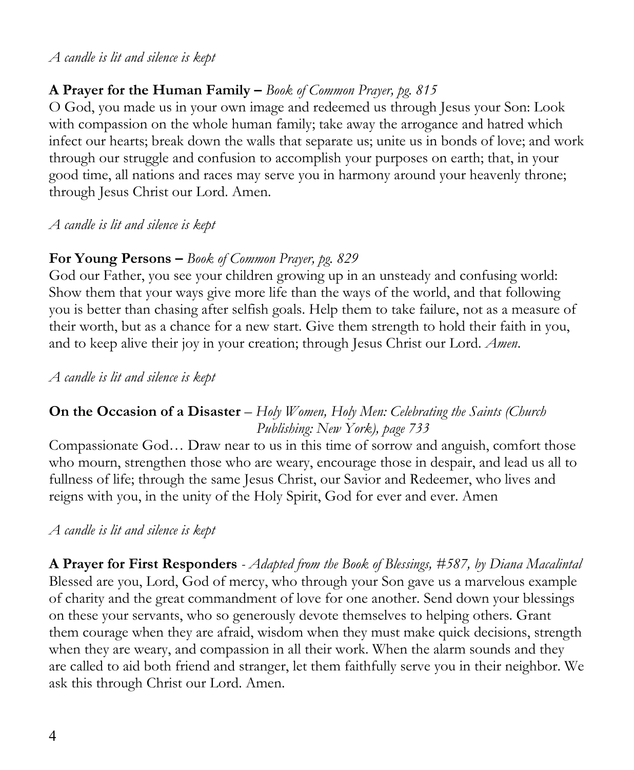*A candle is lit and silence is kept*

**A Prayer for the Human Family –** *Book of Common Prayer, pg. 815*
O God, you made us in your own image and redeemed us through Jesus your Son: Look with compassion on the whole human family; take away the arrogance and hatred which infect our hearts; break down the walls that separate us; unite us in bonds of love; and work through our struggle and confusion to accomplish your purposes on earth; that, in your good time, all nations and races may serve you in harmony around your heavenly throne; through Jesus Christ our Lord. Amen.

*A candle is lit and silence is kept*

**For Young Persons –** *Book of Common Prayer, pg. 829*
God our Father, you see your children growing up in an unsteady and confusing world: Show them that your ways give more life than the ways of the world, and that following you is better than chasing after selfish goals. Help them to take failure, not as a measure of their worth, but as a chance for a new start. Give them strength to hold their faith in you, and to keep alive their joy in your creation; through Jesus Christ our Lord. *Amen.*

*A candle is lit and silence is kept*

**On the Occasion of a Disaster** – *Holy Women, Holy Men: Celebrating the Saints (Church Publishing: New York), page 733*
Compassionate God… Draw near to us in this time of sorrow and anguish, comfort those who mourn, strengthen those who are weary, encourage those in despair, and lead us all to fullness of life; through the same Jesus Christ, our Savior and Redeemer, who lives and reigns with you, in the unity of the Holy Spirit, God for ever and ever. Amen

*A candle is lit and silence is kept*

**A Prayer for First Responders** - *Adapted from the Book of Blessings, #587, by Diana Macalintal*
Blessed are you, Lord, God of mercy, who through your Son gave us a marvelous example of charity and the great commandment of love for one another. Send down your blessings on these your servants, who so generously devote themselves to helping others. Grant them courage when they are afraid, wisdom when they must make quick decisions, strength when they are weary, and compassion in all their work. When the alarm sounds and they are called to aid both friend and stranger, let them faithfully serve you in their neighbor. We ask this through Christ our Lord. Amen.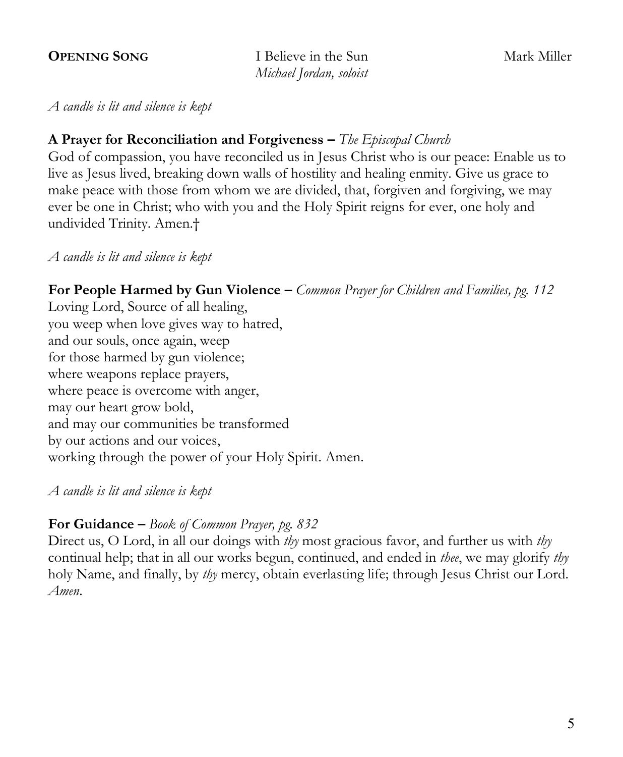**OPENING SONG** I Believe in the Sun Mark Miller
*Michael Jordan, soloist*

*A candle is lit and silence is kept*

**A Prayer for Reconciliation and Forgiveness –** *The Episcopal Church*
God of compassion, you have reconciled us in Jesus Christ who is our peace: Enable us to live as Jesus lived, breaking down walls of hostility and healing enmity. Give us grace to make peace with those from whom we are divided, that, forgiven and forgiving, we may ever be one in Christ; who with you and the Holy Spirit reigns for ever, one holy and undivided Trinity. Amen.†

*A candle is lit and silence is kept*

**For People Harmed by Gun Violence –** *Common Prayer for Children and Families, pg. 112*
Loving Lord, Source of all healing,
you weep when love gives way to hatred,
and our souls, once again, weep
for those harmed by gun violence;
where weapons replace prayers,
where peace is overcome with anger,
may our heart grow bold,
and may our communities be transformed
by our actions and our voices,
working through the power of your Holy Spirit. Amen.

*A candle is lit and silence is kept*

**For Guidance –** *Book of Common Prayer, pg. 832*
Direct us, O Lord, in all our doings with *thy* most gracious favor, and further us with *thy* continual help; that in all our works begun, continued, and ended in *thee*, we may glorify *thy* holy Name, and finally, by *thy* mercy, obtain everlasting life; through Jesus Christ our Lord. *Amen*.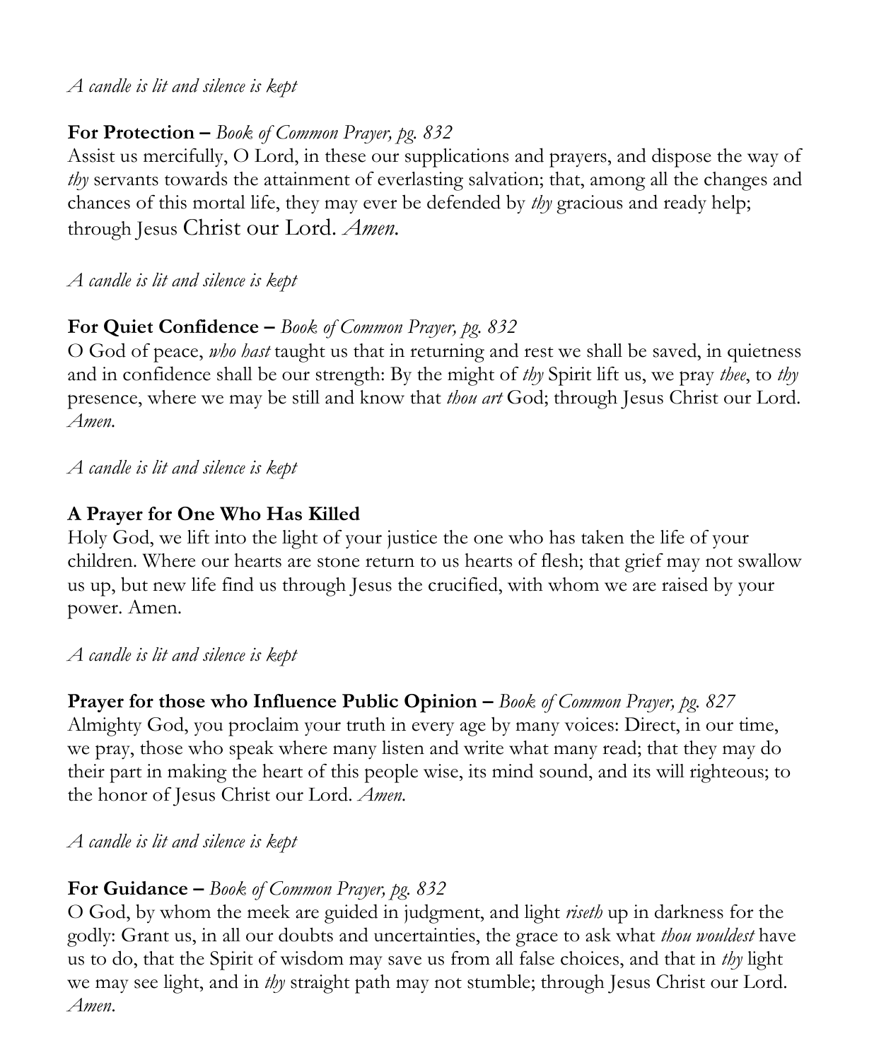*A candle is lit and silence is kept*

**For Protection –** *Book of Common Prayer, pg. 832*
Assist us mercifully, O Lord, in these our supplications and prayers, and dispose the way of *thy* servants towards the attainment of everlasting salvation; that, among all the changes and chances of this mortal life, they may ever be defended by *thy* gracious and ready help; through Jesus Christ our Lord. *Amen.*

*A candle is lit and silence is kept*

**For Quiet Confidence –** *Book of Common Prayer, pg. 832*
O God of peace, *who hast* taught us that in returning and rest we shall be saved, in quietness and in confidence shall be our strength: By the might of *thy* Spirit lift us, we pray *thee*, to *thy* presence, where we may be still and know that *thou art* God; through Jesus Christ our Lord. *Amen.*

*A candle is lit and silence is kept*

**A Prayer for One Who Has Killed**
Holy God, we lift into the light of your justice the one who has taken the life of your children. Where our hearts are stone return to us hearts of flesh; that grief may not swallow us up, but new life find us through Jesus the crucified, with whom we are raised by your power. Amen.

*A candle is lit and silence is kept*

**Prayer for those who Influence Public Opinion –** *Book of Common Prayer, pg. 827*
Almighty God, you proclaim your truth in every age by many voices: Direct, in our time, we pray, those who speak where many listen and write what many read; that they may do their part in making the heart of this people wise, its mind sound, and its will righteous; to the honor of Jesus Christ our Lord. *Amen.*

*A candle is lit and silence is kept*

**For Guidance –** *Book of Common Prayer, pg. 832*
O God, by whom the meek are guided in judgment, and light *riseth* up in darkness for the godly: Grant us, in all our doubts and uncertainties, the grace to ask what *thou wouldest* have us to do, that the Spirit of wisdom may save us from all false choices, and that in *thy* light we may see light, and in *thy* straight path may not stumble; through Jesus Christ our Lord. *Amen*.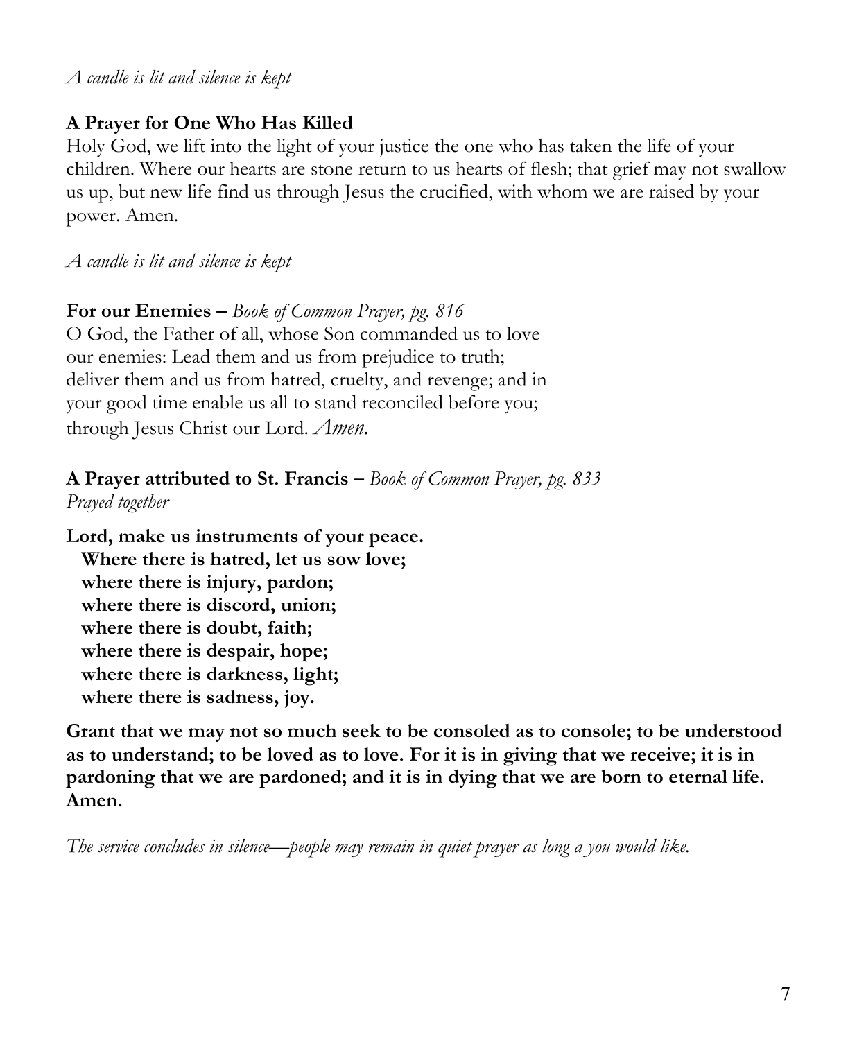*A candle is lit and silence is kept*

**A Prayer for One Who Has Killed**

Holy God, we lift into the light of your justice the one who has taken the life of your children. Where our hearts are stone return to us hearts of flesh; that grief may not swallow us up, but new life find us through Jesus the crucified, with whom we are raised by your power. Amen.

*A candle is lit and silence is kept*

**For our Enemies –** *Book of Common Prayer, pg. 816*

O God, the Father of all, whose Son commanded us to love our enemies: Lead them and us from prejudice to truth; deliver them and us from hatred, cruelty, and revenge; and in your good time enable us all to stand reconciled before you; through Jesus Christ our Lord. *Amen.*

**A Prayer attributed to St. Francis –** *Book of Common Prayer, pg. 833*
*Prayed together*

**Lord, make us instruments of your peace.**
**Where there is hatred, let us sow love;**
**where there is injury, pardon;**
**where there is discord, union;**
**where there is doubt, faith;**
**where there is despair, hope;**
**where there is darkness, light;**
**where there is sadness, joy.**

**Grant that we may not so much seek to be consoled as to console; to be understood as to understand; to be loved as to love. For it is in giving that we receive; it is in pardoning that we are pardoned; and it is in dying that we are born to eternal life. Amen.**

*The service concludes in silence—people may remain in quiet prayer as long a you would like.*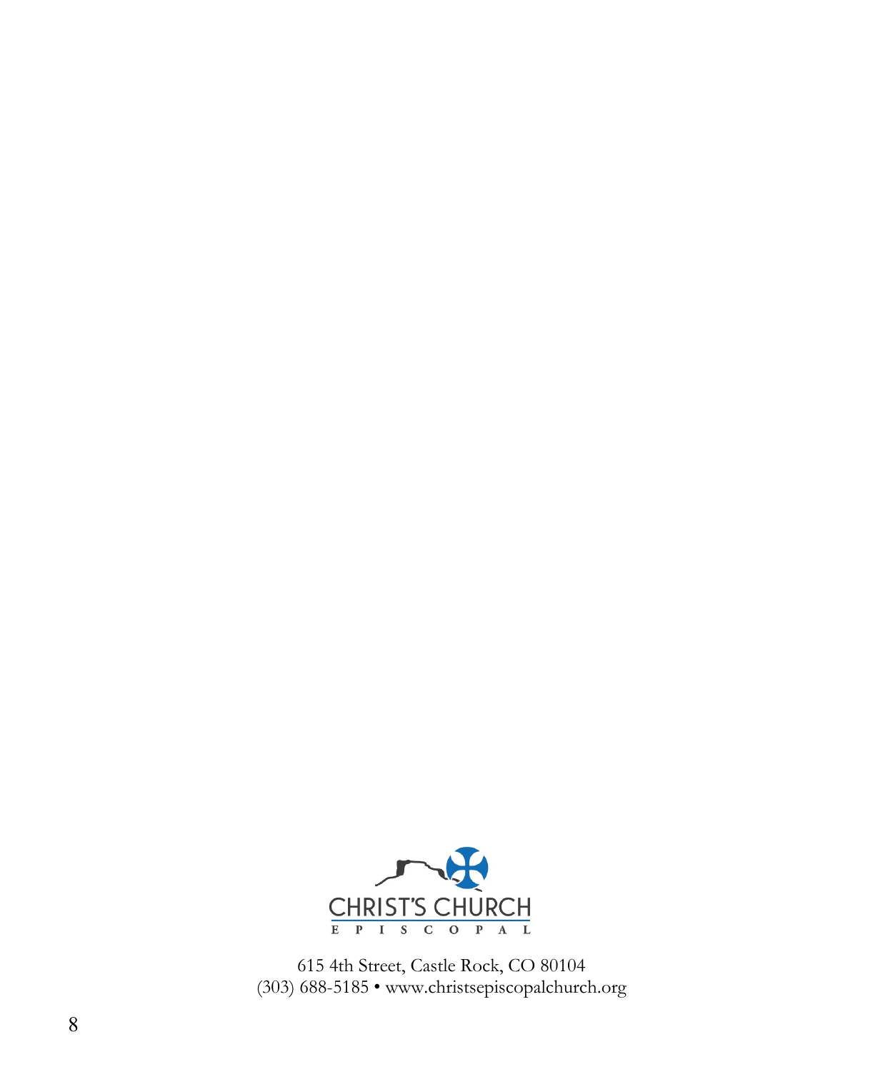CHRIST'S CHURCH

EPISCOPAL

615 4th Street, Castle Rock, CO 80104
(303) 688-5185 • www.christsepiscopalchurch.org